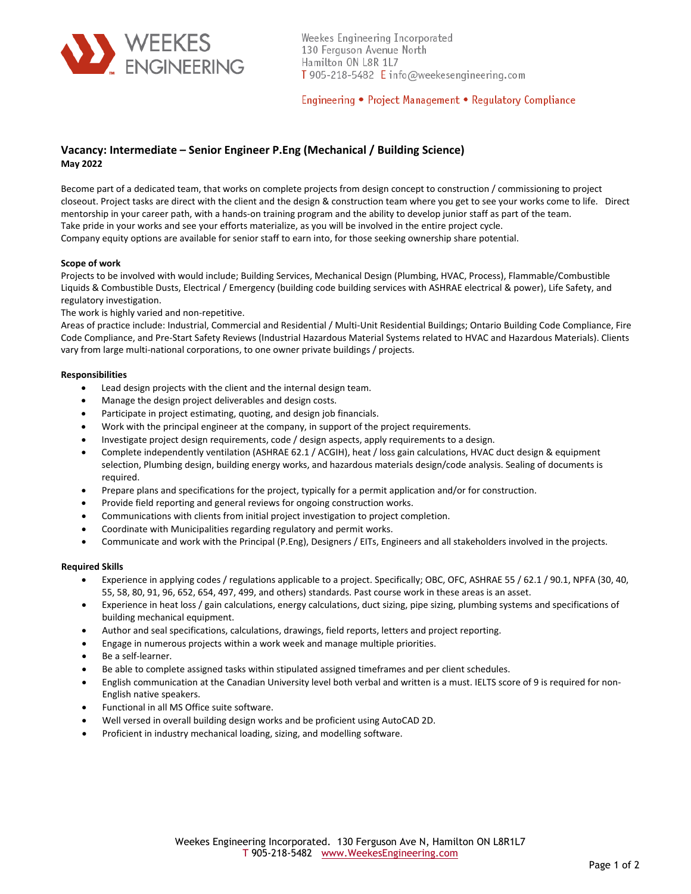WEEKES ENGINEERING

Weekes Engineering Incorporated
130 Ferguson Avenue North
Hamilton ON L8R 1L7
T 905-218-5482 E info@weekesengineering.com

Engineering • Project Management • Regulatory Compliance

## Vacancy: Intermediate – Senior Engineer P.Eng (Mechanical / Building Science)

**May 2022**

Become part of a dedicated team, that works on complete projects from design concept to construction / commissioning to project closeout. Project tasks are direct with the client and the design & construction team where you get to see your works come to life. Direct mentorship in your career path, with a hands-on training program and the ability to develop junior staff as part of the team.
Take pride in your works and see your efforts materialize, as you will be involved in the entire project cycle.
Company equity options are available for senior staff to earn into, for those seeking ownership share potential.

### Scope of work

Projects to be involved with would include; Building Services, Mechanical Design (Plumbing, HVAC, Process), Flammable/Combustible Liquids & Combustible Dusts, Electrical / Emergency (building code building services with ASHRAE electrical & power), Life Safety, and regulatory investigation.
The work is highly varied and non-repetitive.
Areas of practice include: Industrial, Commercial and Residential / Multi-Unit Residential Buildings; Ontario Building Code Compliance, Fire Code Compliance, and Pre-Start Safety Reviews (Industrial Hazardous Material Systems related to HVAC and Hazardous Materials). Clients vary from large multi-national corporations, to one owner private buildings / projects.

### Responsibilities

- Lead design projects with the client and the internal design team.
- Manage the design project deliverables and design costs.
- Participate in project estimating, quoting, and design job financials.
- Work with the principal engineer at the company, in support of the project requirements.
- Investigate project design requirements, code / design aspects, apply requirements to a design.
- Complete independently ventilation (ASHRAE 62.1 / ACGIH), heat / loss gain calculations, HVAC duct design & equipment selection, Plumbing design, building energy works, and hazardous materials design/code analysis. Sealing of documents is required.
- Prepare plans and specifications for the project, typically for a permit application and/or for construction.
- Provide field reporting and general reviews for ongoing construction works.
- Communications with clients from initial project investigation to project completion.
- Coordinate with Municipalities regarding regulatory and permit works.
- Communicate and work with the Principal (P.Eng), Designers / EITs, Engineers and all stakeholders involved in the projects.

### Required Skills

- Experience in applying codes / regulations applicable to a project. Specifically; OBC, OFC, ASHRAE 55 / 62.1 / 90.1, NPFA (30, 40, 55, 58, 80, 91, 96, 652, 654, 497, 499, and others) standards. Past course work in these areas is an asset.
- Experience in heat loss / gain calculations, energy calculations, duct sizing, pipe sizing, plumbing systems and specifications of building mechanical equipment.
- Author and seal specifications, calculations, drawings, field reports, letters and project reporting.
- Engage in numerous projects within a work week and manage multiple priorities.
- Be a self-learner.
- Be able to complete assigned tasks within stipulated assigned timeframes and per client schedules.
- English communication at the Canadian University level both verbal and written is a must. IELTS score of 9 is required for non-English native speakers.
- Functional in all MS Office suite software.
- Well versed in overall building design works and be proficient using AutoCAD 2D.
- Proficient in industry mechanical loading, sizing, and modelling software.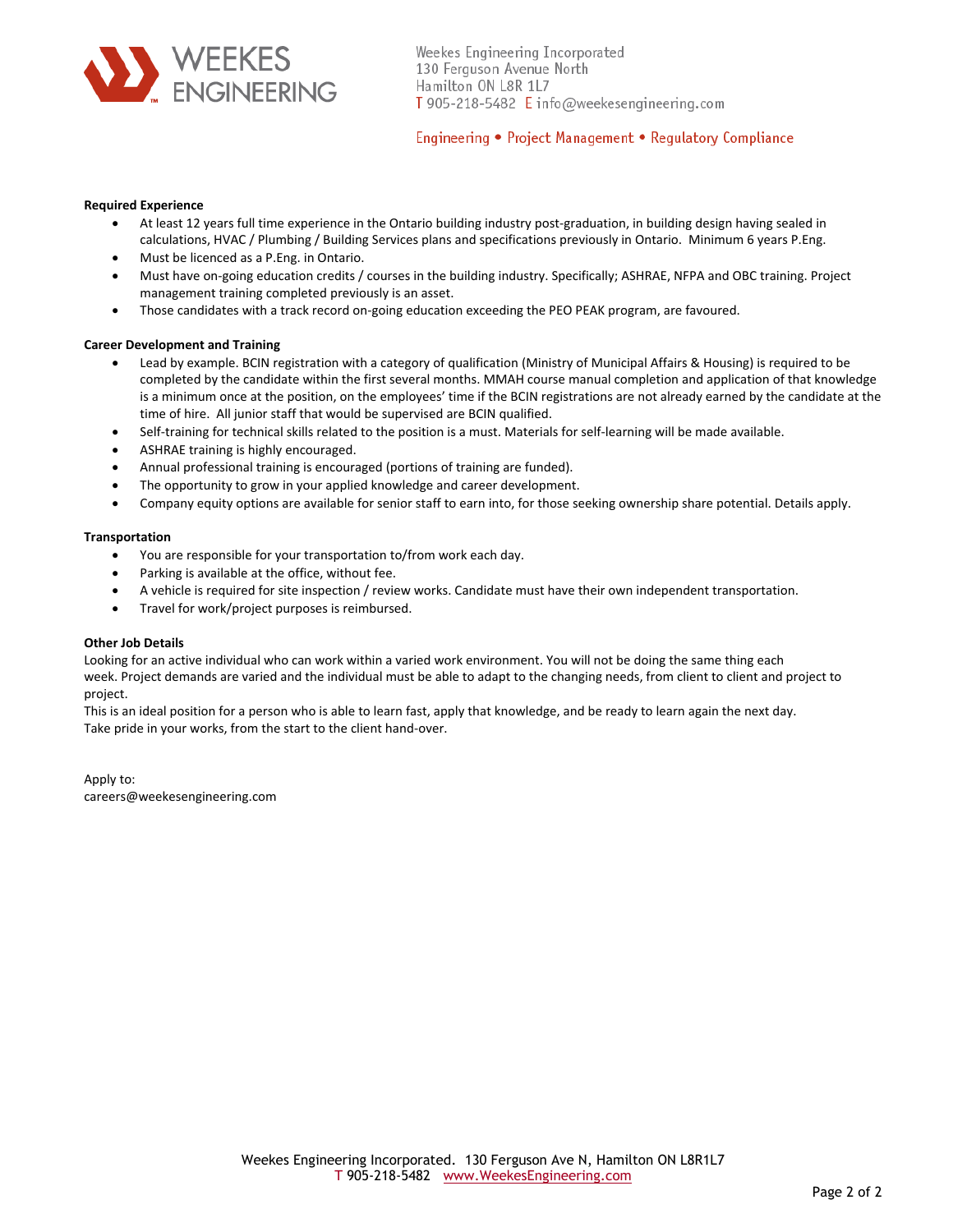**Required Experience**

- At least 12 years full time experience in the Ontario building industry post-graduation, in building design having sealed in calculations, HVAC / Plumbing / Building Services plans and specifications previously in Ontario. Minimum 6 years P.Eng.
- Must be licenced as a P.Eng. in Ontario.
- Must have on-going education credits / courses in the building industry. Specifically; ASHRAE, NFPA and OBC training. Project management training completed previously is an asset.
- Those candidates with a track record on-going education exceeding the PEO PEAK program, are favoured.

**Career Development and Training**

- Lead by example. BCIN registration with a category of qualification (Ministry of Municipal Affairs & Housing) is required to be completed by the candidate within the first several months. MMAH course manual completion and application of that knowledge is a minimum once at the position, on the employees' time if the BCIN registrations are not already earned by the candidate at the time of hire. All junior staff that would be supervised are BCIN qualified.
- Self-training for technical skills related to the position is a must. Materials for self-learning will be made available.
- ASHRAE training is highly encouraged.
- Annual professional training is encouraged (portions of training are funded).
- The opportunity to grow in your applied knowledge and career development.
- Company equity options are available for senior staff to earn into, for those seeking ownership share potential. Details apply.

**Transportation**

- You are responsible for your transportation to/from work each day.
- Parking is available at the office, without fee.
- A vehicle is required for site inspection / review works. Candidate must have their own independent transportation.
- Travel for work/project purposes is reimbursed.

**Other Job Details**

Looking for an active individual who can work within a varied work environment. You will not be doing the same thing each week. Project demands are varied and the individual must be able to adapt to the changing needs, from client to client and project to project.
This is an ideal position for a person who is able to learn fast, apply that knowledge, and be ready to learn again the next day.
Take pride in your works, from the start to the client hand-over.

Apply to:
careers@weekesengineering.com